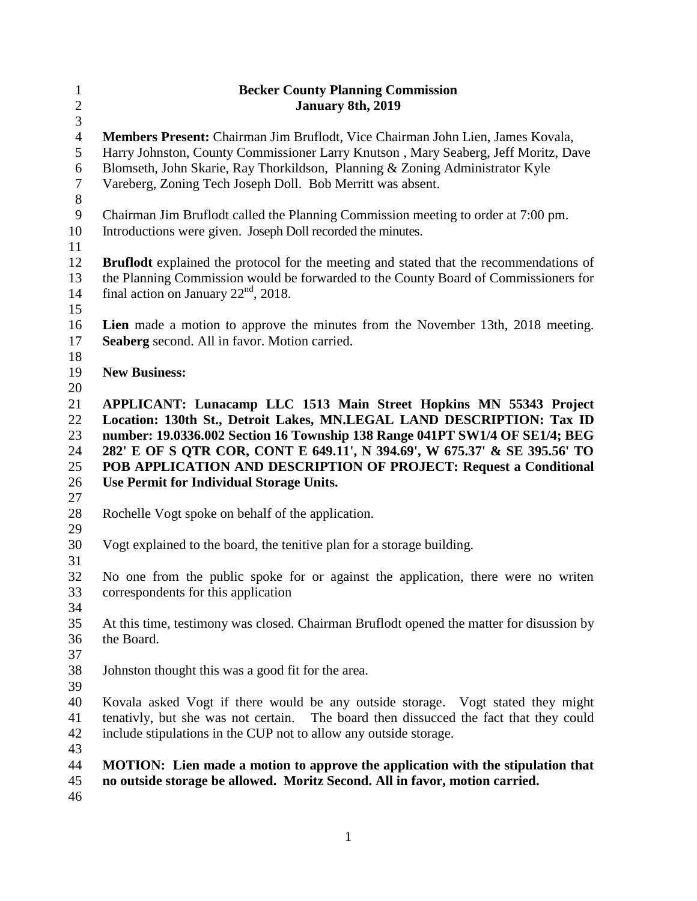# Becker County Planning Commission
## January 8th, 2019

**Members Present:** Chairman Jim Bruflodt, Vice Chairman John Lien, James Kovala, Harry Johnston, County Commissioner Larry Knutson , Mary Seaberg, Jeff Moritz, Dave Blomseth, John Skarie, Ray Thorkildson, Planning & Zoning Administrator Kyle Vareberg, Zoning Tech Joseph Doll. Bob Merritt was absent.

Chairman Jim Bruflodt called the Planning Commission meeting to order at 7:00 pm. Introductions were given. Joseph Doll recorded the minutes.

**Bruflodt** explained the protocol for the meeting and stated that the recommendations of the Planning Commission would be forwarded to the County Board of Commissioners for final action on January 22nd, 2018.

**Lien** made a motion to approve the minutes from the November 13th, 2018 meeting. **Seaberg** second. All in favor. Motion carried.

**New Business:**

**APPLICANT: Lunacamp LLC 1513 Main Street Hopkins MN 55343 Project Location: 130th St., Detroit Lakes, MN.LEGAL LAND DESCRIPTION: Tax ID number: 19.0336.002 Section 16 Township 138 Range 041PT SW1/4 OF SE1/4; BEG 282' E OF S QTR COR, CONT E 649.11', N 394.69', W 675.37' & SE 395.56' TO POB APPLICATION AND DESCRIPTION OF PROJECT: Request a Conditional Use Permit for Individual Storage Units.**

Rochelle Vogt spoke on behalf of the application.

Vogt explained to the board, the tenitive plan for a storage building.

No one from the public spoke for or against the application, there were no writen correspondents for this application

At this time, testimony was closed. Chairman Bruflodt opened the matter for disussion by the Board.

Johnston thought this was a good fit for the area.

Kovala asked Vogt if there would be any outside storage. Vogt stated they might tenativly, but she was not certain. The board then dissucced the fact that they could include stipulations in the CUP not to allow any outside storage.

**MOTION: Lien made a motion to approve the application with the stipulation that no outside storage be allowed. Moritz Second. All in favor, motion carried.**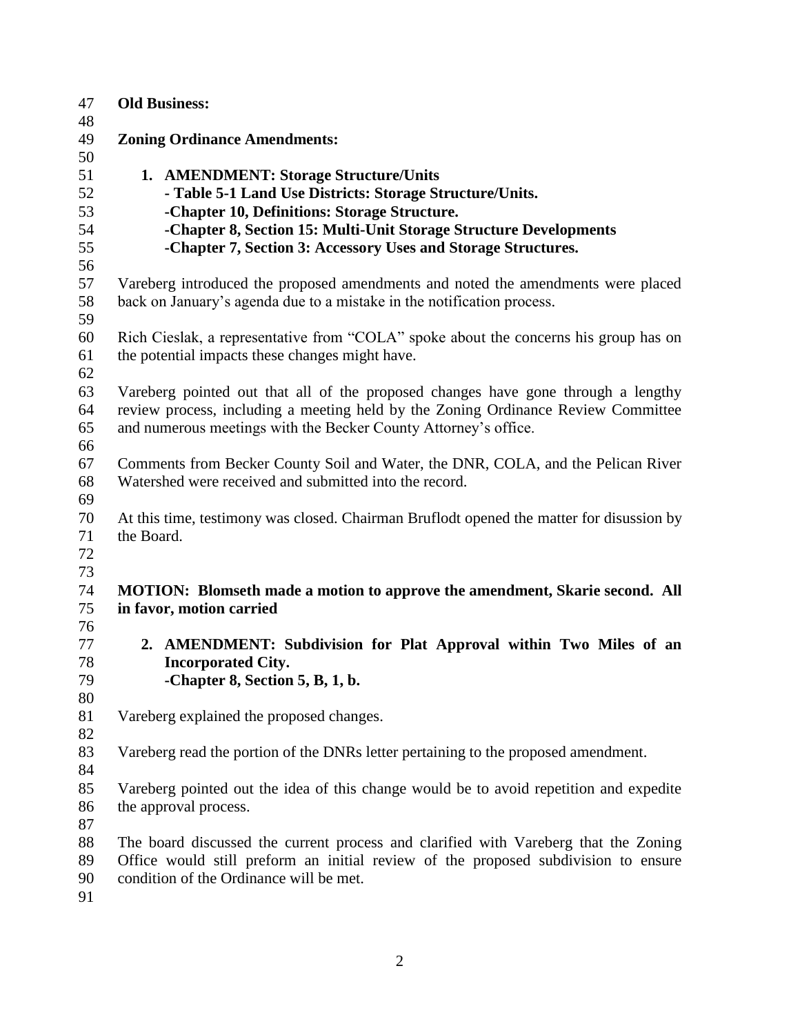**Old Business:**

**Zoning Ordinance Amendments:**

1. **AMENDMENT: Storage Structure/Units**
   **- Table 5-1 Land Use Districts: Storage Structure/Units.**
   **-Chapter 10, Definitions: Storage Structure.**
   **-Chapter 8, Section 15: Multi-Unit Storage Structure Developments**
   **-Chapter 7, Section 3: Accessory Uses and Storage Structures.**

Vareberg introduced the proposed amendments and noted the amendments were placed back on January's agenda due to a mistake in the notification process.

Rich Cieslak, a representative from "COLA" spoke about the concerns his group has on the potential impacts these changes might have.

Vareberg pointed out that all of the proposed changes have gone through a lengthy review process, including a meeting held by the Zoning Ordinance Review Committee and numerous meetings with the Becker County Attorney's office.

Comments from Becker County Soil and Water, the DNR, COLA, and the Pelican River Watershed were received and submitted into the record.

At this time, testimony was closed. Chairman Bruflodt opened the matter for disussion by the Board.

**MOTION: Blomseth made a motion to approve the amendment, Skarie second. All in favor, motion carried**

2. **AMENDMENT: Subdivision for Plat Approval within Two Miles of an Incorporated City.**
   **-Chapter 8, Section 5, B, 1, b.**

Vareberg explained the proposed changes.

Vareberg read the portion of the DNRs letter pertaining to the proposed amendment.

Vareberg pointed out the idea of this change would be to avoid repetition and expedite the approval process.

The board discussed the current process and clarified with Vareberg that the Zoning Office would still preform an initial review of the proposed subdivision to ensure condition of the Ordinance will be met.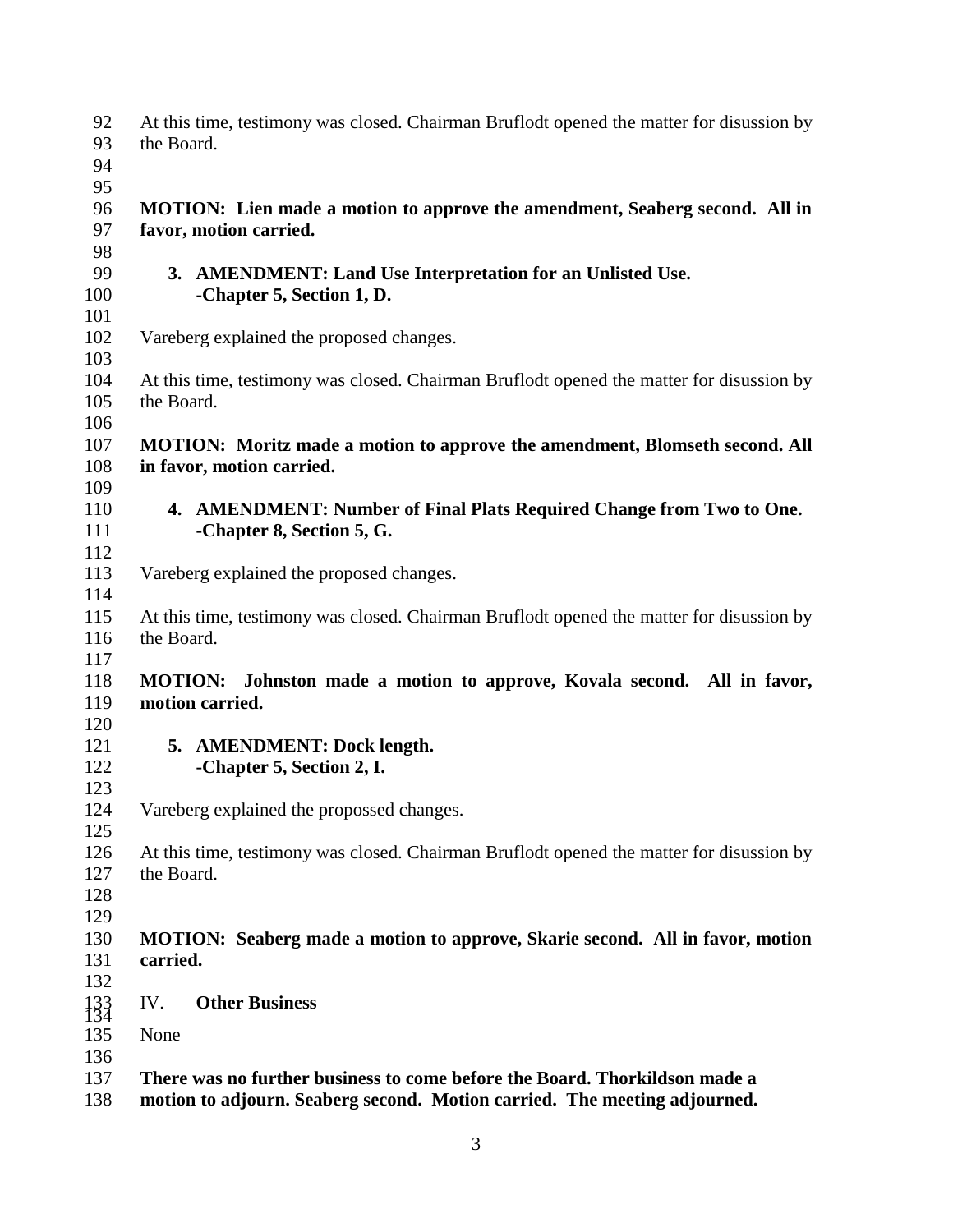At this time, testimony was closed. Chairman Bruflodt opened the matter for disussion by the Board.

**MOTION: Lien made a motion to approve the amendment, Seaberg second. All in favor, motion carried.**

3. **AMENDMENT: Land Use Interpretation for an Unlisted Use.**
   **-Chapter 5, Section 1, D.**

Vareberg explained the proposed changes.

At this time, testimony was closed. Chairman Bruflodt opened the matter for disussion by the Board.

**MOTION: Moritz made a motion to approve the amendment, Blomseth second. All in favor, motion carried.**

4. **AMENDMENT: Number of Final Plats Required Change from Two to One.**
   **-Chapter 8, Section 5, G.**

Vareberg explained the proposed changes.

At this time, testimony was closed. Chairman Bruflodt opened the matter for disussion by the Board.

**MOTION: Johnston made a motion to approve, Kovala second. All in favor, motion carried.**

5. **AMENDMENT: Dock length.**
   **-Chapter 5, Section 2, I.**

Vareberg explained the propossed changes.

At this time, testimony was closed. Chairman Bruflodt opened the matter for disussion by the Board.

**MOTION: Seaberg made a motion to approve, Skarie second. All in favor, motion carried.**

IV. **Other Business**

None

**There was no further business to come before the Board. Thorkildson made a motion to adjourn. Seaberg second. Motion carried. The meeting adjourned.**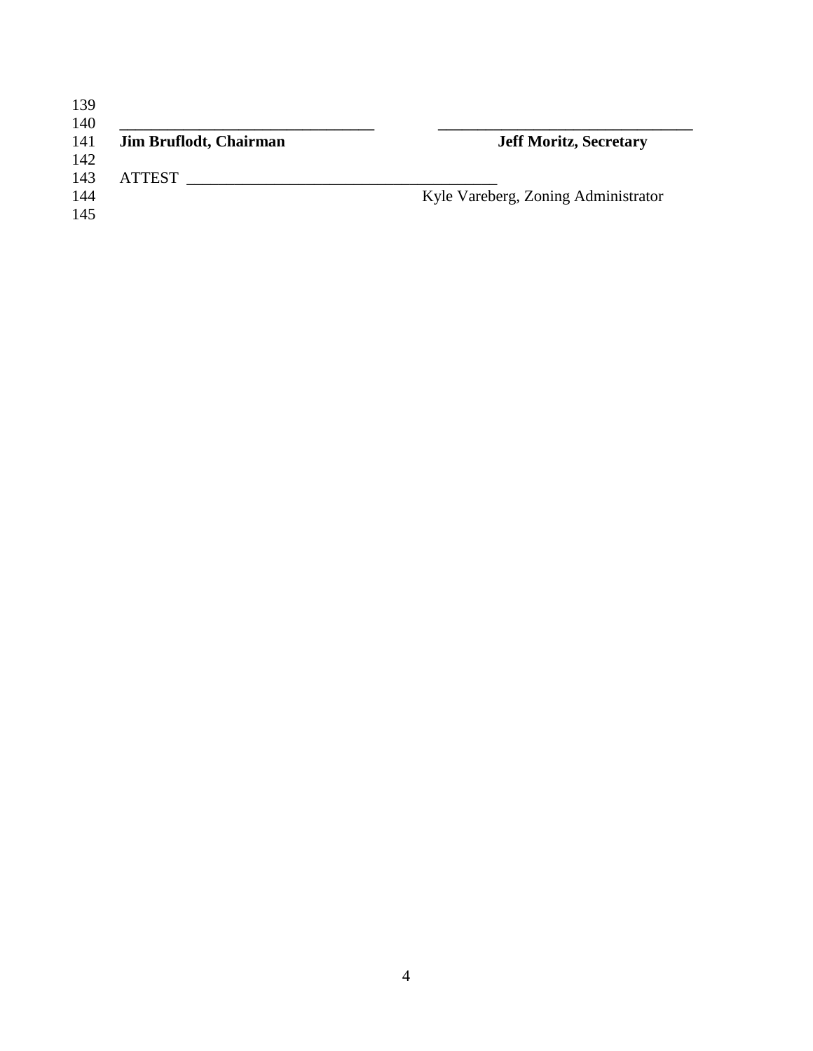\_\_\_\_\_\_\_\_\_\_\_\_\_\_\_\_\_\_\_\_\_\_\_\_\_\_\_\_\_\_\_\_ \_\_\_\_\_\_\_\_\_\_\_\_\_\_\_\_\_\_\_\_\_\_\_\_\_\_\_\_\_\_\_\_

**Jim Bruflodt, Chairman** **Jeff Moritz, Secretary**

ATTEST \_\_\_\_\_\_\_\_\_\_\_\_\_\_\_\_\_\_\_\_\_\_\_\_\_\_\_\_\_\_\_\_\_\_\_\_\_\_\_

Kyle Vareberg, Zoning Administrator